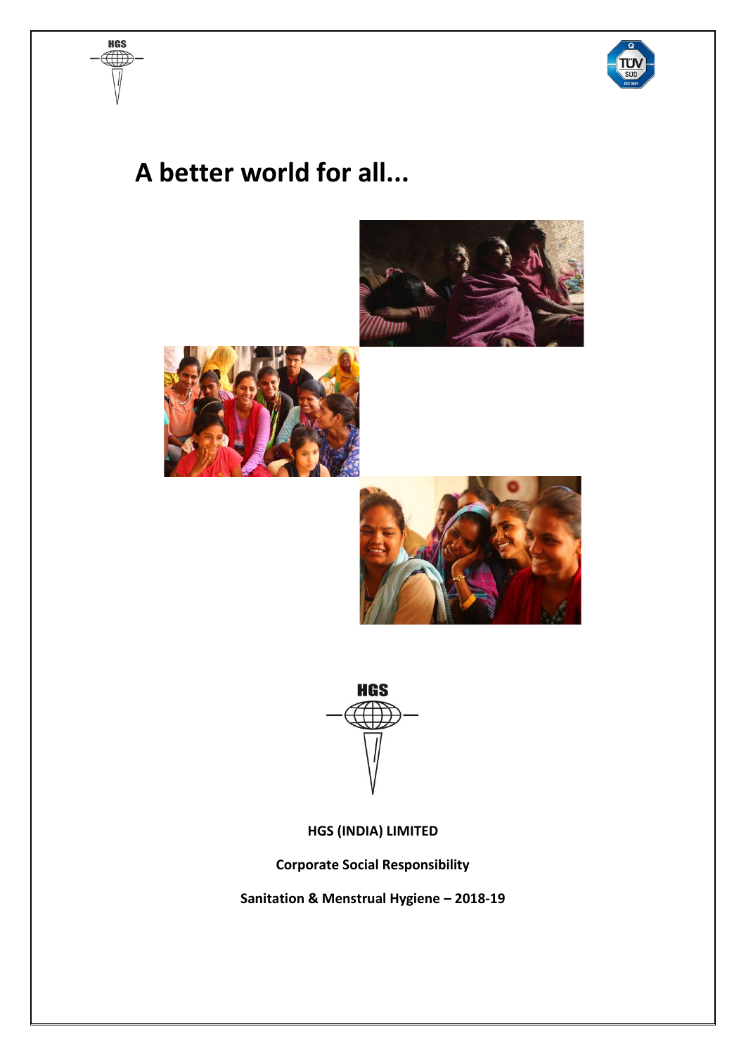# A better world for all...

**HGS (INDIA) LIMITED**

**Corporate Social Responsibility**

**Sanitation & Menstrual Hygiene – 2018-19**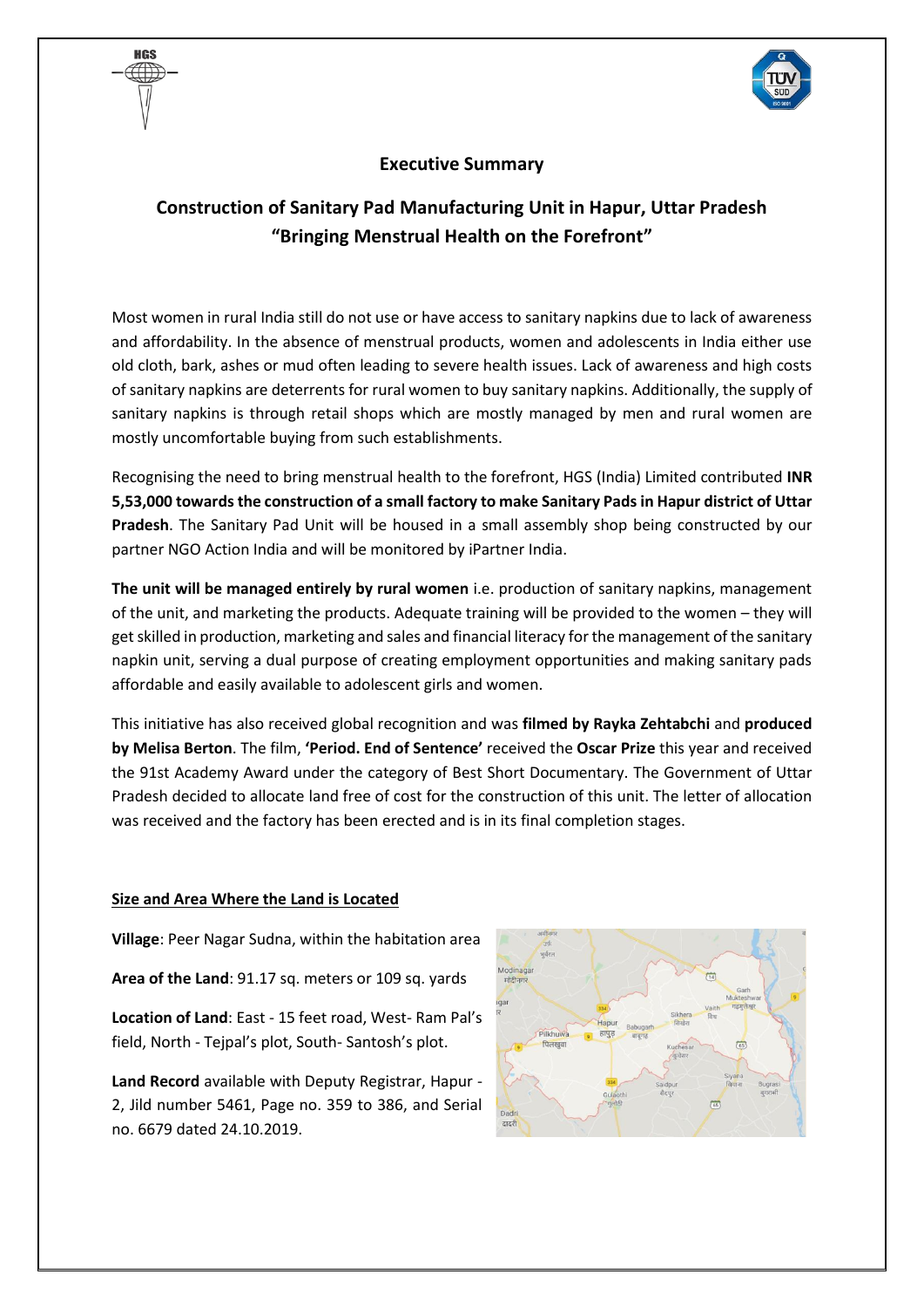# Executive Summary

## Construction of Sanitary Pad Manufacturing Unit in Hapur, Uttar Pradesh "Bringing Menstrual Health on the Forefront"

Most women in rural India still do not use or have access to sanitary napkins due to lack of awareness and affordability. In the absence of menstrual products, women and adolescents in India either use old cloth, bark, ashes or mud often leading to severe health issues. Lack of awareness and high costs of sanitary napkins are deterrents for rural women to buy sanitary napkins. Additionally, the supply of sanitary napkins is through retail shops which are mostly managed by men and rural women are mostly uncomfortable buying from such establishments.

Recognising the need to bring menstrual health to the forefront, HGS (India) Limited contributed **INR 5,53,000 towards the construction of a small factory to make Sanitary Pads in Hapur district of Uttar Pradesh**. The Sanitary Pad Unit will be housed in a small assembly shop being constructed by our partner NGO Action India and will be monitored by iPartner India.

**The unit will be managed entirely by rural women** i.e. production of sanitary napkins, management of the unit, and marketing the products. Adequate training will be provided to the women – they will get skilled in production, marketing and sales and financial literacy for the management of the sanitary napkin unit, serving a dual purpose of creating employment opportunities and making sanitary pads affordable and easily available to adolescent girls and women.

This initiative has also received global recognition and was **filmed by Rayka Zehtabchi** and **produced by Melisa Berton**. The film, **'Period. End of Sentence'** received the **Oscar Prize** this year and received the 91st Academy Award under the category of Best Short Documentary. The Government of Uttar Pradesh decided to allocate land free of cost for the construction of this unit. The letter of allocation was received and the factory has been erected and is in its final completion stages.

### Size and Area Where the Land is Located

**Village**: Peer Nagar Sudna, within the habitation area

**Area of the Land**: 91.17 sq. meters or 109 sq. yards

**Location of Land**: East - 15 feet road, West- Ram Pal's field, North - Tejpal's plot, South- Santosh's plot.

**Land Record** available with Deputy Registrar, Hapur - 2, Jild number 5461, Page no. 359 to 386, and Serial no. 6679 dated 24.10.2019.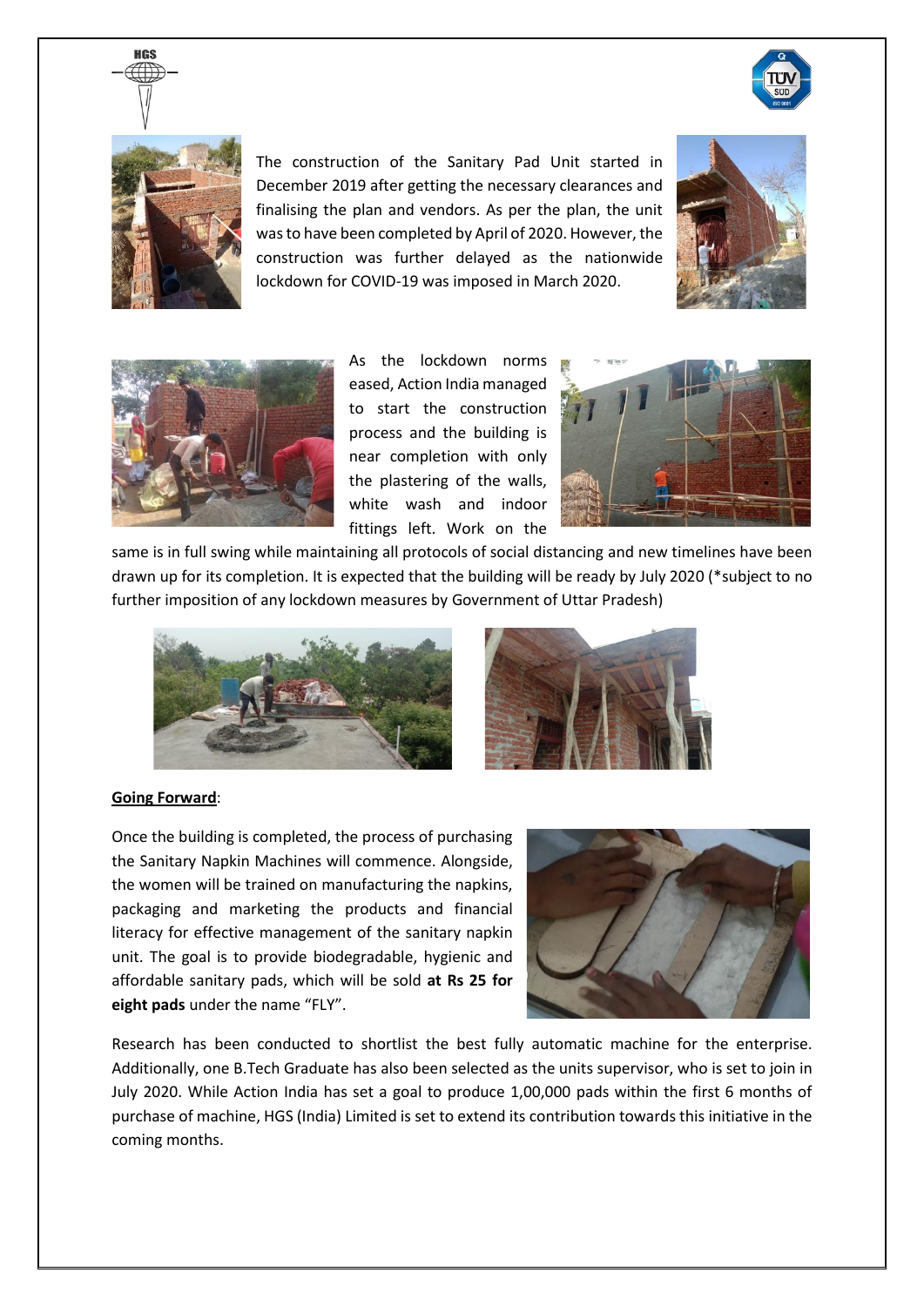The construction of the Sanitary Pad Unit started in December 2019 after getting the necessary clearances and finalising the plan and vendors. As per the plan, the unit was to have been completed by April of 2020. However, the construction was further delayed as the nationwide lockdown for COVID-19 was imposed in March 2020.

As the lockdown norms eased, Action India managed to start the construction process and the building is near completion with only the plastering of the walls, white wash and indoor fittings left. Work on the same is in full swing while maintaining all protocols of social distancing and new timelines have been drawn up for its completion. It is expected that the building will be ready by July 2020 (*subject to no further imposition of any lockdown measures by Government of Uttar Pradesh)

**Going Forward**:

Once the building is completed, the process of purchasing the Sanitary Napkin Machines will commence. Alongside, the women will be trained on manufacturing the napkins, packaging and marketing the products and financial literacy for effective management of the sanitary napkin unit. The goal is to provide biodegradable, hygienic and affordable sanitary pads, which will be sold **at Rs 25 for eight pads** under the name "FLY".

Research has been conducted to shortlist the best fully automatic machine for the enterprise. Additionally, one B.Tech Graduate has also been selected as the units supervisor, who is set to join in July 2020. While Action India has set a goal to produce 1,00,000 pads within the first 6 months of purchase of machine, HGS (India) Limited is set to extend its contribution towards this initiative in the coming months.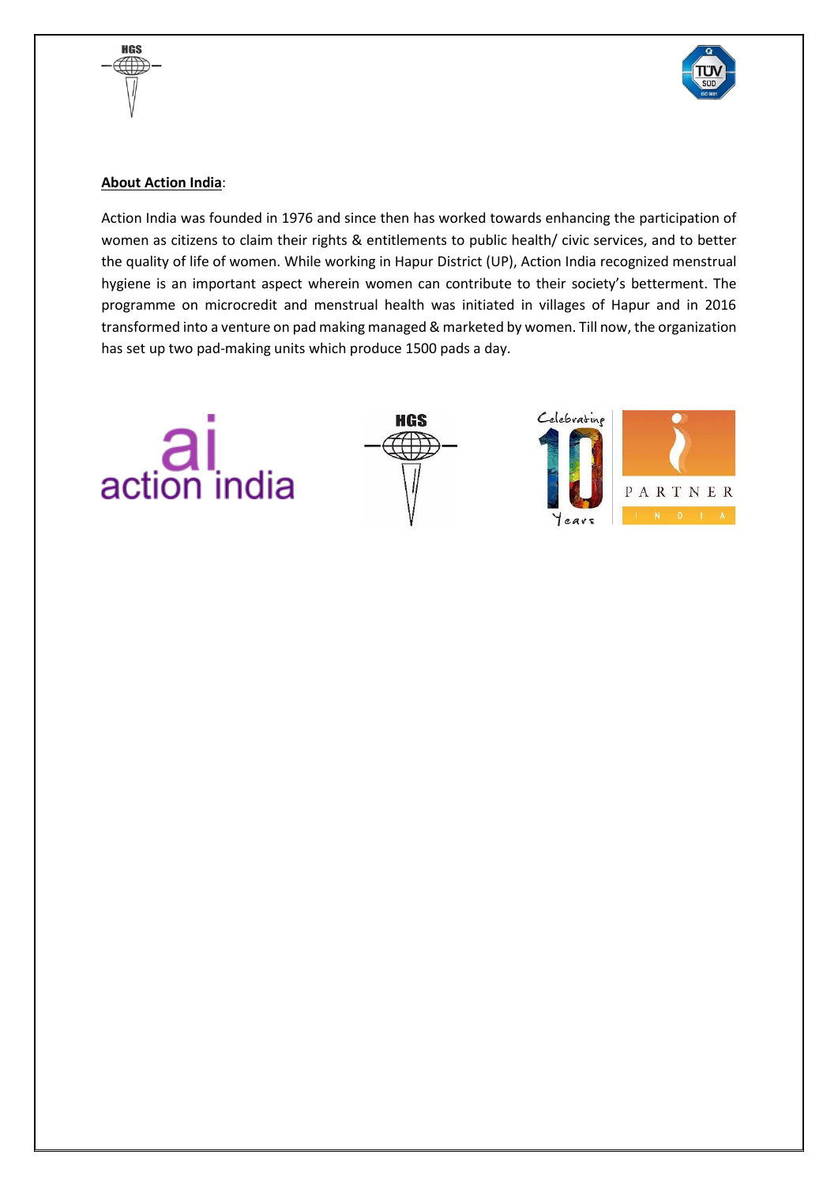**About Action India**:

Action India was founded in 1976 and since then has worked towards enhancing the participation of women as citizens to claim their rights & entitlements to public health/ civic services, and to better the quality of life of women. While working in Hapur District (UP), Action India recognized menstrual hygiene is an important aspect wherein women can contribute to their society's betterment. The programme on microcredit and menstrual health was initiated in villages of Hapur and in 2016 transformed into a venture on pad making managed & marketed by women. Till now, the organization has set up two pad-making units which produce 1500 pads a day.